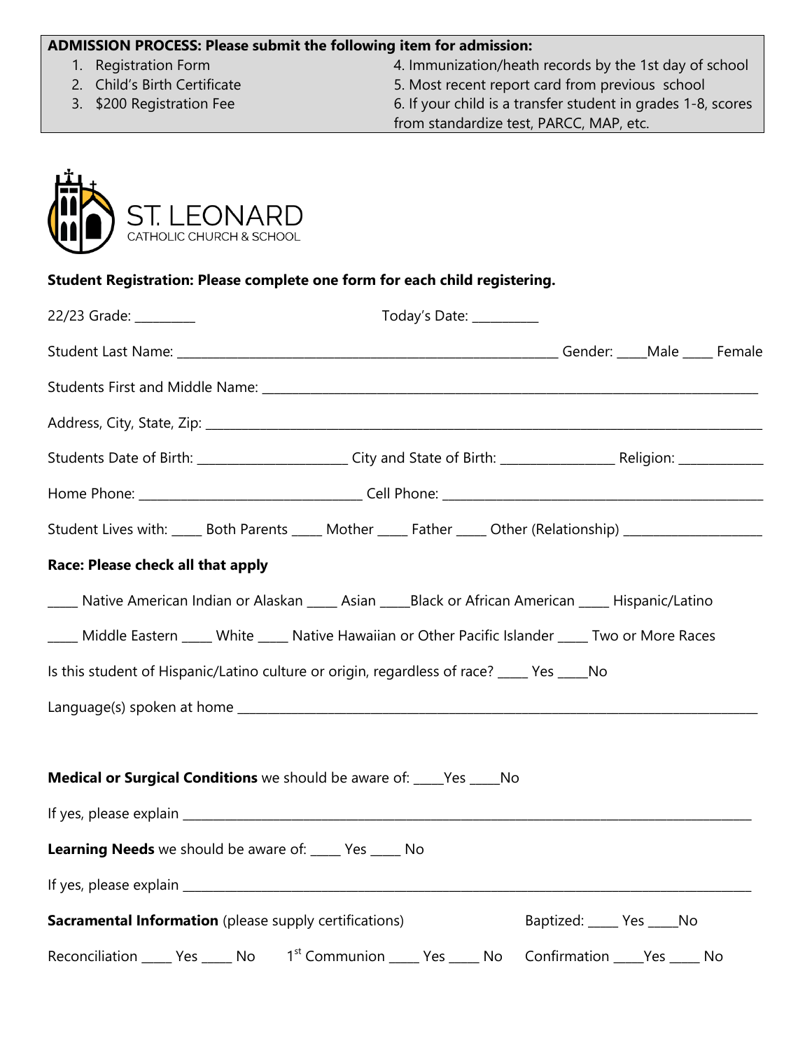**ADMISSION PROCESS: Please submit the following item for admission:**

1. Registration Form
2. Child's Birth Certificate
3. $200 Registration Fee
4. Immunization/heath records by the 1st day of school
5. Most recent report card from previous school
6. If your child is a transfer student in grades 1-8, scores from standardize test, PARCC, MAP, etc.

ST. LEONARD
CATHOLIC CHURCH & SCHOOL

**Student Registration: Please complete one form for each child registering.**

22/23 Grade: _________ Today's Date: __________

Student Last Name: ______________________________________________ Gender: ____Male ____ Female

Students First and Middle Name: ______________________________________________________________

Address, City, State, Zip: ______________________________________________________________________

Students Date of Birth: ______________________ City and State of Birth: ________________ Religion: ____________

Home Phone: ________________________________ Cell Phone: _______________________________________

Student Lives with: ____ Both Parents ____ Mother ____ Father ____ Other (Relationship) ____________________

**Race: Please check all that apply**

____ Native American Indian or Alaskan ____ Asian ____Black or African American ____ Hispanic/Latino

____ Middle Eastern ____ White ____ Native Hawaiian or Other Pacific Islander ____ Two or More Races

Is this student of Hispanic/Latino culture or origin, regardless of race? ____ Yes ____No

Language(s) spoken at home ______________________________________________________________________

**Medical or Surgical Conditions** we should be aware of: ____Yes ____No

If yes, please explain _____________________________________________________________________________

**Learning Needs** we should be aware of: ____ Yes ____ No

If yes, please explain _____________________________________________________________________________

**Sacramental Information** (please supply certifications) Baptized: ____ Yes ____No

Reconciliation ____ Yes ____ No 1st Communion ____ Yes ____ No Confirmation ____Yes ____ No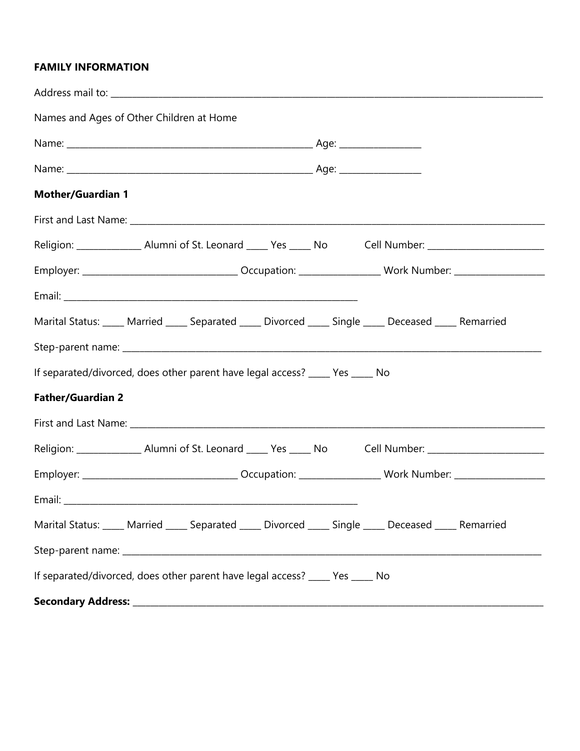**FAMILY INFORMATION**

Address mail to: ______________________________________________________________________________

Names and Ages of Other Children at Home

Name: ____________________________________________ Age: ______________

Name: ____________________________________________ Age: ______________

**Mother/Guardian 1**

First and Last Name: ___________________________________________________________________________

Religion: ____________ Alumni of St. Leonard ____ Yes ____ No Cell Number: ______________________

Employer: ____________________________ Occupation: ______________ Work Number: _________________

Email: ____________________________________________________

Marital Status: ____ Married ____ Separated ____ Divorced ____ Single ____ Deceased ____ Remarried

Step-parent name: _____________________________________________________________________________

If separated/divorced, does other parent have legal access? ____ Yes ____ No

**Father/Guardian 2**

First and Last Name: ___________________________________________________________________________

Religion: ____________ Alumni of St. Leonard ____ Yes ____ No Cell Number: ______________________

Employer: ____________________________ Occupation: ______________ Work Number: _________________

Email: ____________________________________________________

Marital Status: ____ Married ____ Separated ____ Divorced ____ Single ____ Deceased ____ Remarried

Step-parent name: _____________________________________________________________________________

If separated/divorced, does other parent have legal access? ____ Yes ____ No

**Secondary Address:** _________________________________________________________________________